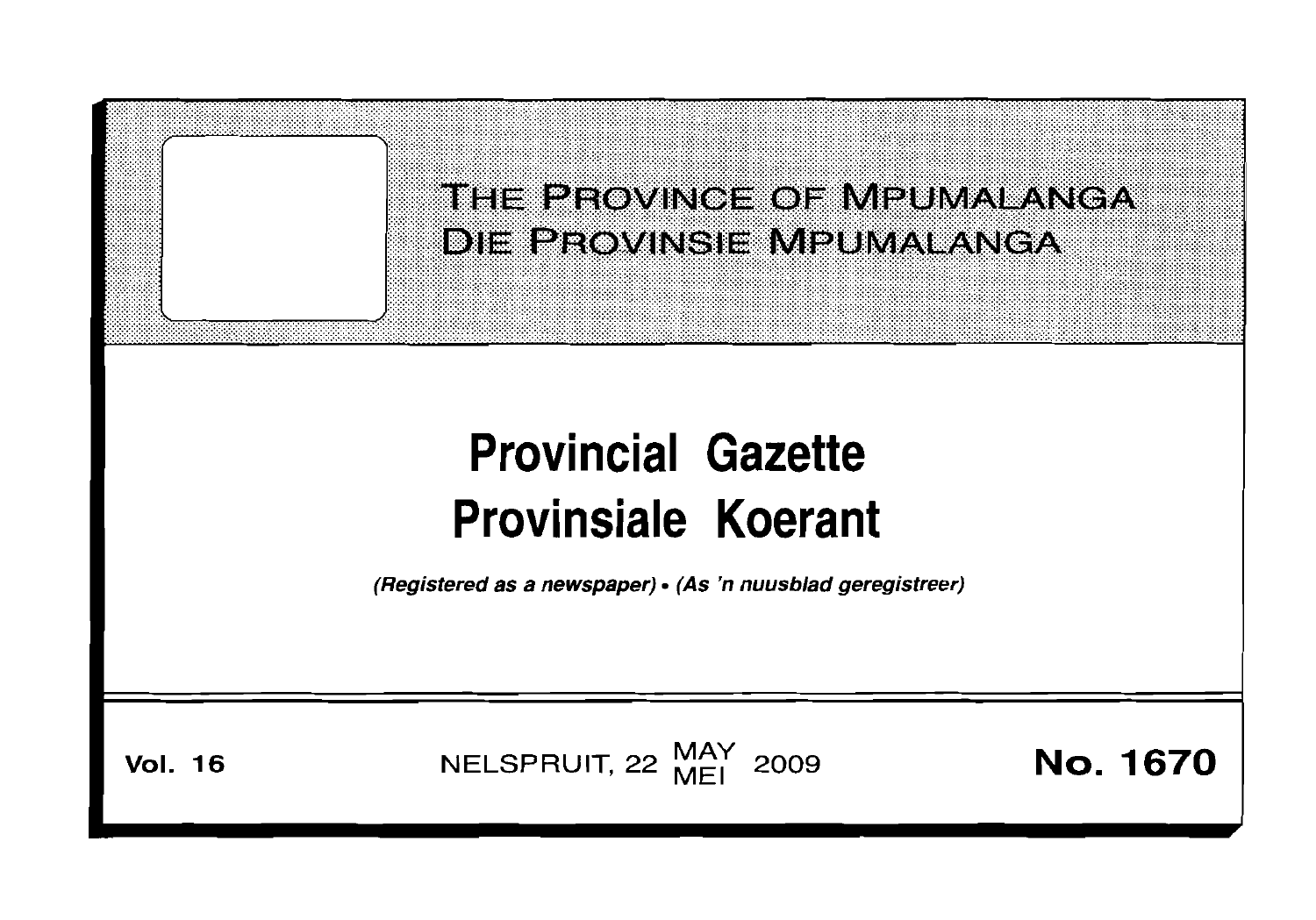THE PROVINCE OF MPUMALANGA
DIE PROVINSIE MPUMALANGA

# Provincial Gazette
# Provinsiale Koerant

*(Registered as a newspaper) • (As 'n nuusblad geregistreer)*

**Vol. 16** NELSPRUIT, 22 MAY MEI 2009 **No. 1670**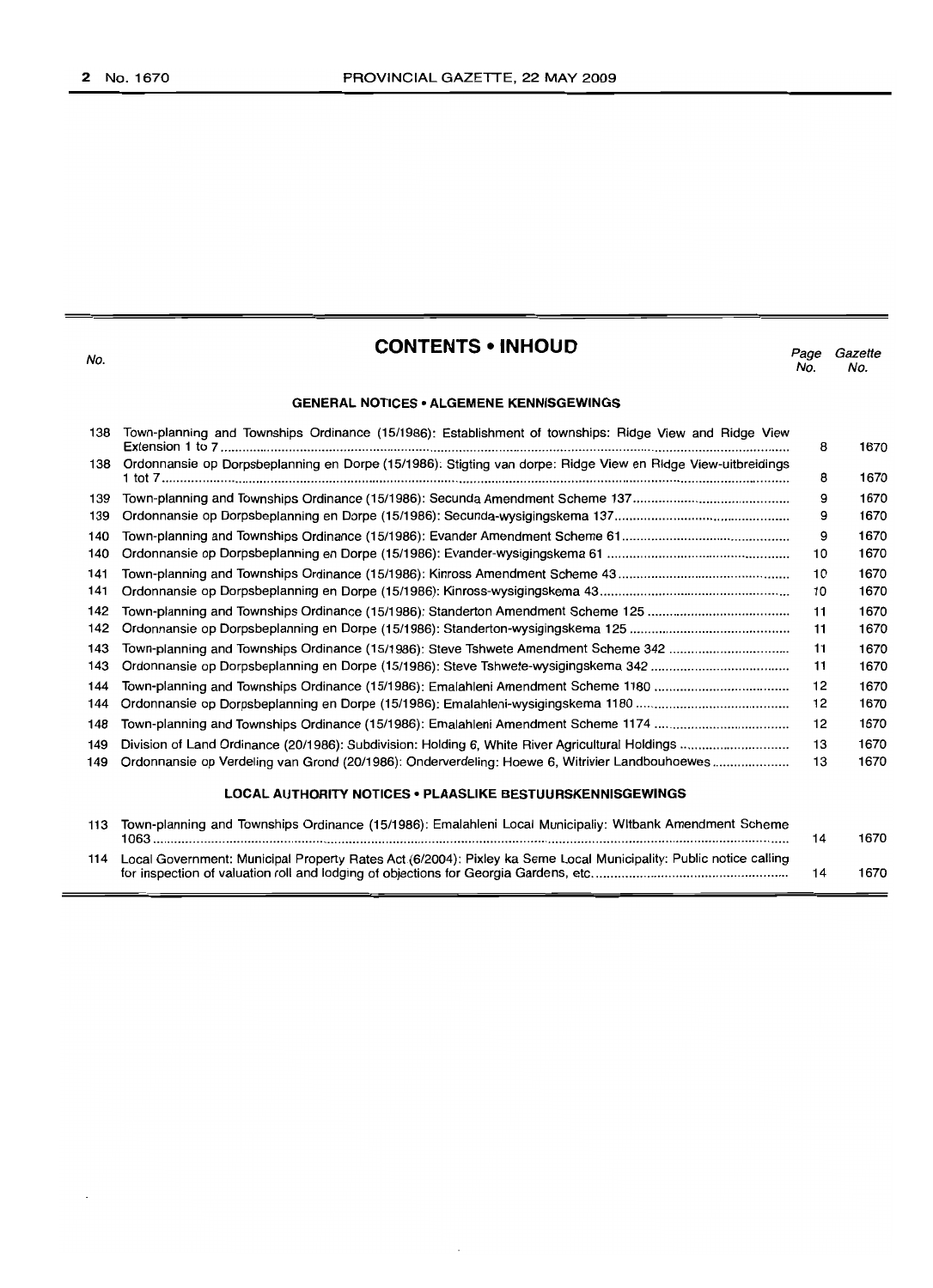# CONTENTS • INHOUD

| No. | | Page No. | Gazette No. |
|---|---|---|---|
| | **GENERAL NOTICES • ALGEMENE KENNISGEWINGS** | | |
| 138 | Town-planning and Townships Ordinance (15/1986): Establishment of townships: Ridge View and Ridge View Extension 1 to 7 | 8 | 1670 |
| 138 | Ordonnansie op Dorpsbeplanning en Dorpe (15/1986): Stigting van dorpe: Ridge View en Ridge View-uitbreidings 1 tot 7 | 8 | 1670 |
| 139 | Town-planning and Townships Ordinance (15/1986): Secunda Amendment Scheme 137 | 9 | 1670 |
| 139 | Ordonnansie op Dorpsbeplanning en Dorpe (15/1986): Secunda-wysigingskema 137 | 9 | 1670 |
| 140 | Town-planning and Townships Ordinance (15/1986): Evander Amendment Scheme 61 | 9 | 1670 |
| 140 | Ordonnansie op Dorpsbeplanning en Dorpe (15/1986): Evander-wysigingskema 61 | 10 | 1670 |
| 141 | Town-planning and Townships Ordinance (15/1986): Kinross Amendment Scheme 43 | 10 | 1670 |
| 141 | Ordonnansie op Dorpsbeplanning en Dorpe (15/1986): Kinross-wysigingskema 43 | 10 | 1670 |
| 142 | Town-planning and Townships Ordinance (15/1986): Standerton Amendment Scheme 125 | 11 | 1670 |
| 142 | Ordonnansie op Dorpsbeplanning en Dorpe (15/1986): Standerton-wysigingskema 125 | 11 | 1670 |
| 143 | Town-planning and Townships Ordinance (15/1986): Steve Tshwete Amendment Scheme 342 | 11 | 1670 |
| 143 | Ordonnansie op Dorpsbeplanning en Dorpe (15/1986): Steve Tshwete-wysigingskema 342 | 11 | 1670 |
| 144 | Town-planning and Townships Ordinance (15/1986): Emalahleni Amendment Scheme 1180 | 12 | 1670 |
| 144 | Ordonnansie op Dorpsbeplanning en Dorpe (15/1986): Emalahleni-wysigingskema 1180 | 12 | 1670 |
| 148 | Town-planning and Townships Ordinance (15/1986): Emalahleni Amendment Scheme 1174 | 12 | 1670 |
| 149 | Division of Land Ordinance (20/1986): Subdivision: Holding 6, White River Agricultural Holdings | 13 | 1670 |
| 149 | Ordonnansie op Verdeling van Grond (20/1986): Onderverdeling: Hoewe 6, Witrivier Landbouhoewes | 13 | 1670 |
| | **LOCAL AUTHORITY NOTICES • PLAASLIKE BESTUURSKENNISGEWINGS** | | |
| 113 | Town-planning and Townships Ordinance (15/1986): Emalahleni Local Municipaliy: Witbank Amendment Scheme 1063 | 14 | 1670 |
| 114 | Local Government: Municipal Property Rates Act (6/2004): Pixley ka Seme Local Municipality: Public notice calling for inspection of valuation roll and lodging of objections for Georgia Gardens, etc. | 14 | 1670 |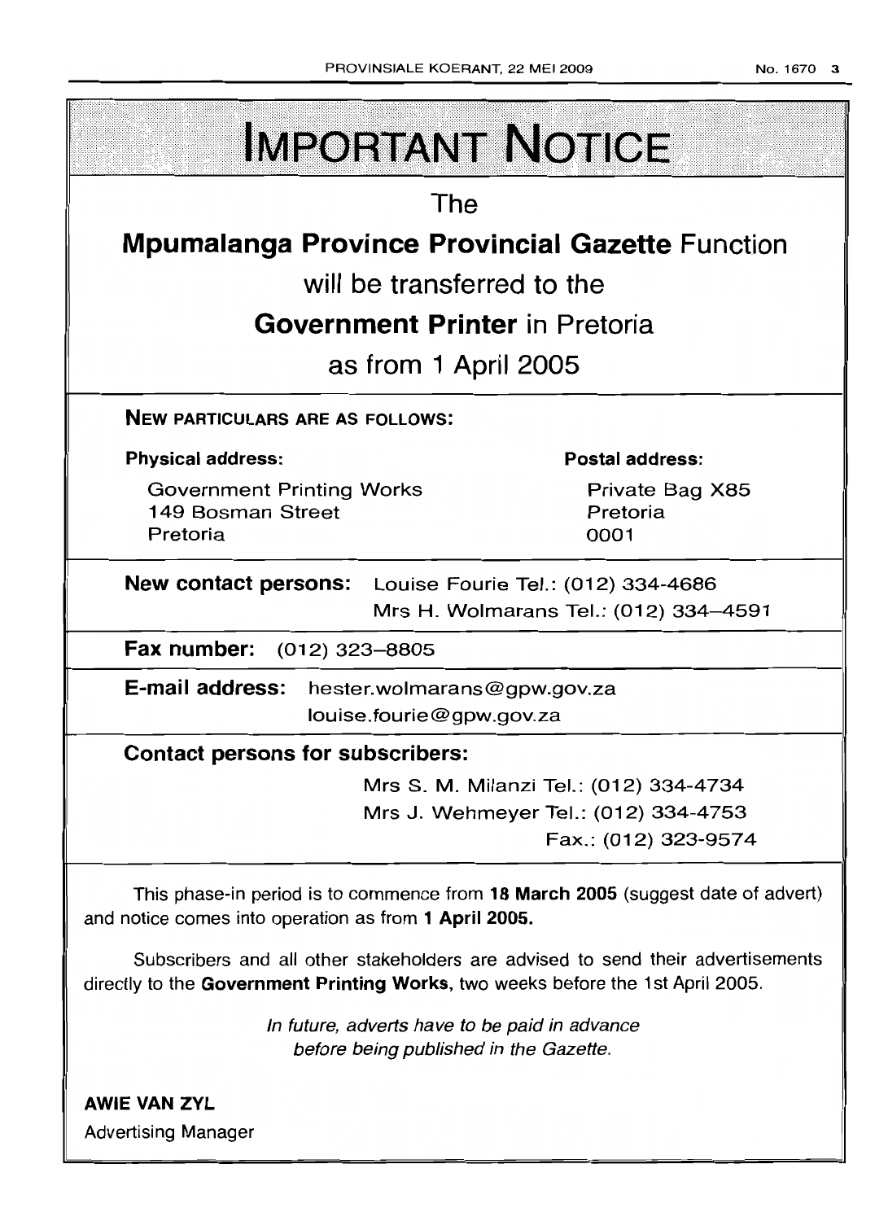# IMPORTANT NOTICE

The

**Mpumalanga Province Provincial Gazette** Function

will be transferred to the

**Government Printer** in Pretoria

as from 1 April 2005

**NEW PARTICULARS ARE AS FOLLOWS:**

| **Physical address:** | **Postal address:** |
|---|---|
| Government Printing Works<br>149 Bosman Street<br>Pretoria | Private Bag X85<br>Pretoria<br>0001 |

**New contact persons:** Louise Fourie Tel.: (012) 334-4686
Mrs H. Wolmarans Tel.: (012) 334–4591

**Fax number:** (012) 323–8805

**E-mail address:** hester.wolmarans@gpw.gov.za
louise.fourie@gpw.gov.za

**Contact persons for subscribers:**

Mrs S. M. Milanzi Tel.: (012) 334-4734
Mrs J. Wehmeyer Tel.: (012) 334-4753
Fax.: (012) 323-9574

This phase-in period is to commence from **18 March 2005** (suggest date of advert) and notice comes into operation as from **1 April 2005.**

Subscribers and all other stakeholders are advised to send their advertisements directly to the **Government Printing Works**, two weeks before the 1st April 2005.

*In future, adverts have to be paid in advance before being published in the Gazette.*

**AWIE VAN ZYL**
Advertising Manager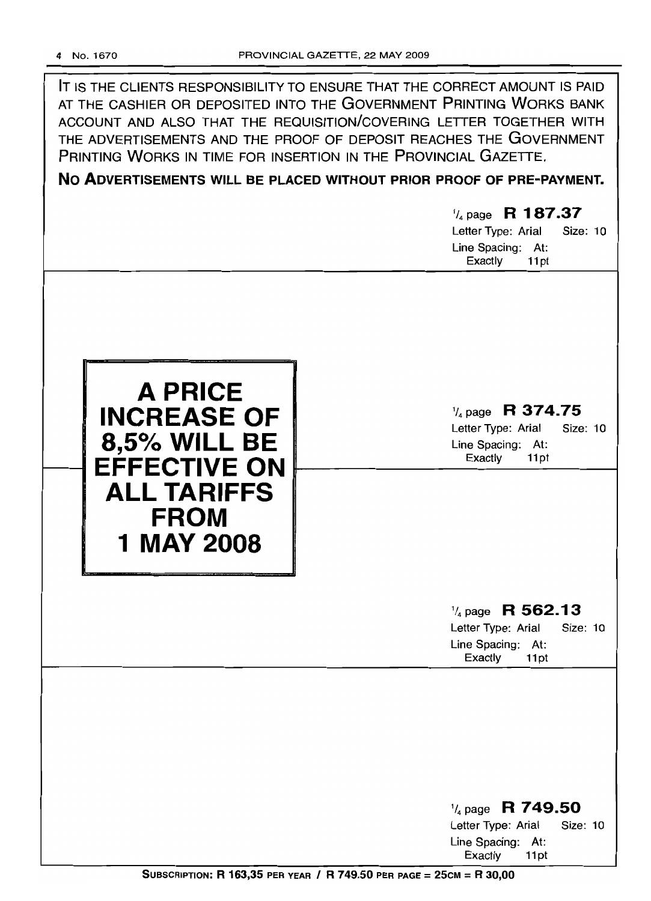IT IS THE CLIENTS RESPONSIBILITY TO ENSURE THAT THE CORRECT AMOUNT IS PAID AT THE CASHIER OR DEPOSITED INTO THE GOVERNMENT PRINTING WORKS BANK ACCOUNT AND ALSO THAT THE REQUISITION/COVERING LETTER TOGETHER WITH THE ADVERTISEMENTS AND THE PROOF OF DEPOSIT REACHES THE GOVERNMENT PRINTING WORKS IN TIME FOR INSERTION IN THE PROVINCIAL GAZETTE.

**NO ADVERTISEMENTS WILL BE PLACED WITHOUT PRIOR PROOF OF PRE-PAYMENT.**

¼ page **R 187.37**
Letter Type: Arial Size: 10
Line Spacing: At: Exactly 11pt

**A PRICE INCREASE OF 8,5% WILL BE EFFECTIVE ON ALL TARIFFS FROM 1 MAY 2008**

¼ page **R 374.75**
Letter Type: Arial Size: 10
Line Spacing: At: Exactly 11pt

¼ page **R 562.13**
Letter Type: Arial Size: 10
Line Spacing: At: Exactly 11pt

¼ page **R 749.50**
Letter Type: Arial Size: 10
Line Spacing: At: Exactly 11pt

**SUBSCRIPTION: R 163,35 PER YEAR / R 749.50 PER PAGE = 25CM = R 30,00**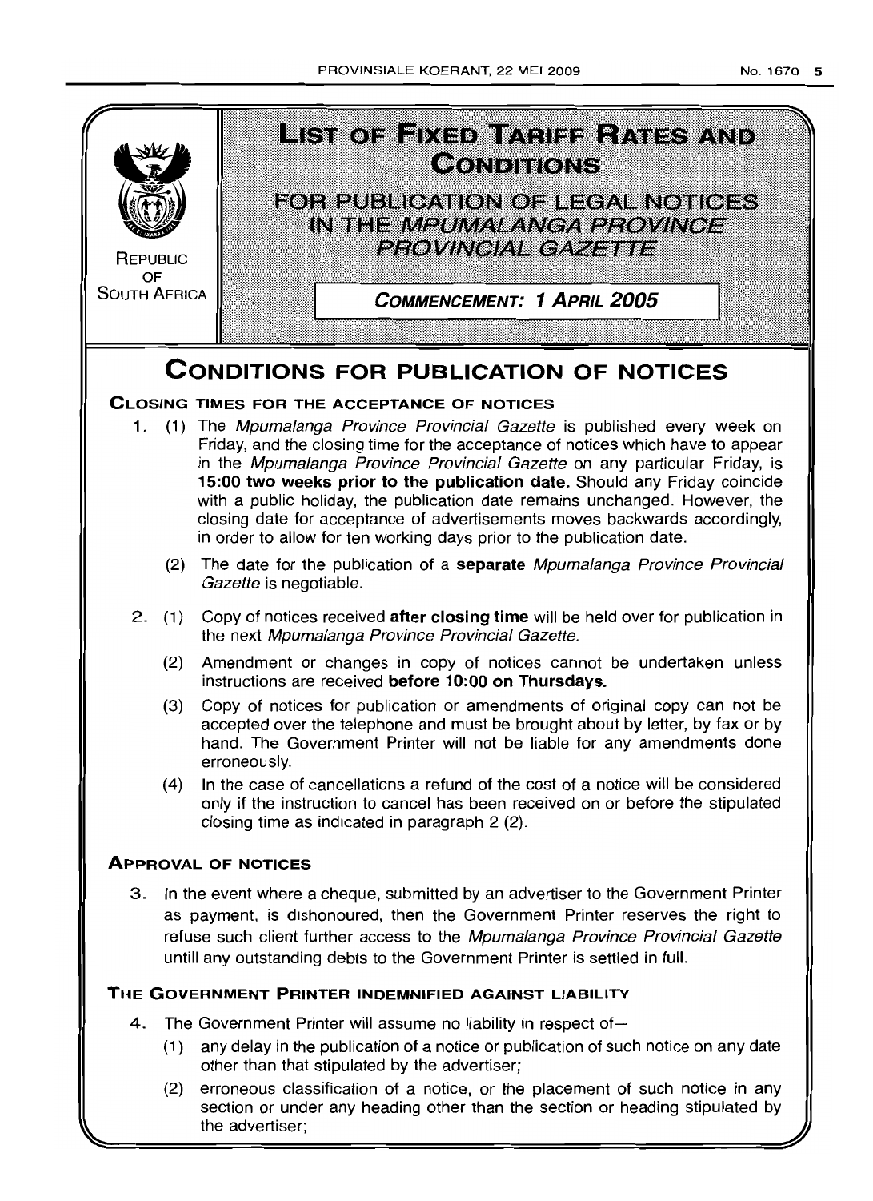REPUBLIC OF SOUTH AFRICA

# LIST OF FIXED TARIFF RATES AND CONDITIONS

## FOR PUBLICATION OF LEGAL NOTICES IN THE *MPUMALANGA PROVINCE PROVINCIAL GAZETTE*

**COMMENCEMENT: 1 APRIL 2005**

# CONDITIONS FOR PUBLICATION OF NOTICES

### CLOSING TIMES FOR THE ACCEPTANCE OF NOTICES

1. (1) The *Mpumalanga Province Provincial Gazette* is published every week on Friday, and the closing time for the acceptance of notices which have to appear in the *Mpumalanga Province Provincial Gazette* on any particular Friday, is **15:00 two weeks prior to the publication date.** Should any Friday coincide with a public holiday, the publication date remains unchanged. However, the closing date for acceptance of advertisements moves backwards accordingly, in order to allow for ten working days prior to the publication date.

   (2) The date for the publication of a **separate** *Mpumalanga Province Provincial Gazette* is negotiable.

2. (1) Copy of notices received **after closing time** will be held over for publication in the next *Mpumalanga Province Provincial Gazette.*

   (2) Amendment or changes in copy of notices cannot be undertaken unless instructions are received **before 10:00 on Thursdays.**

   (3) Copy of notices for publication or amendments of original copy can not be accepted over the telephone and must be brought about by letter, by fax or by hand. The Government Printer will not be liable for any amendments done erroneously.

   (4) In the case of cancellations a refund of the cost of a notice will be considered only if the instruction to cancel has been received on or before the stipulated closing time as indicated in paragraph 2 (2).

### APPROVAL OF NOTICES

3. In the event where a cheque, submitted by an advertiser to the Government Printer as payment, is dishonoured, then the Government Printer reserves the right to refuse such client further access to the *Mpumalanga Province Provincial Gazette* untill any outstanding debts to the Government Printer is settled in full.

### THE GOVERNMENT PRINTER INDEMNIFIED AGAINST LIABILITY

4. The Government Printer will assume no liability in respect of—

   (1) any delay in the publication of a notice or publication of such notice on any date other than that stipulated by the advertiser;

   (2) erroneous classification of a notice, or the placement of such notice in any section or under any heading other than the section or heading stipulated by the advertiser;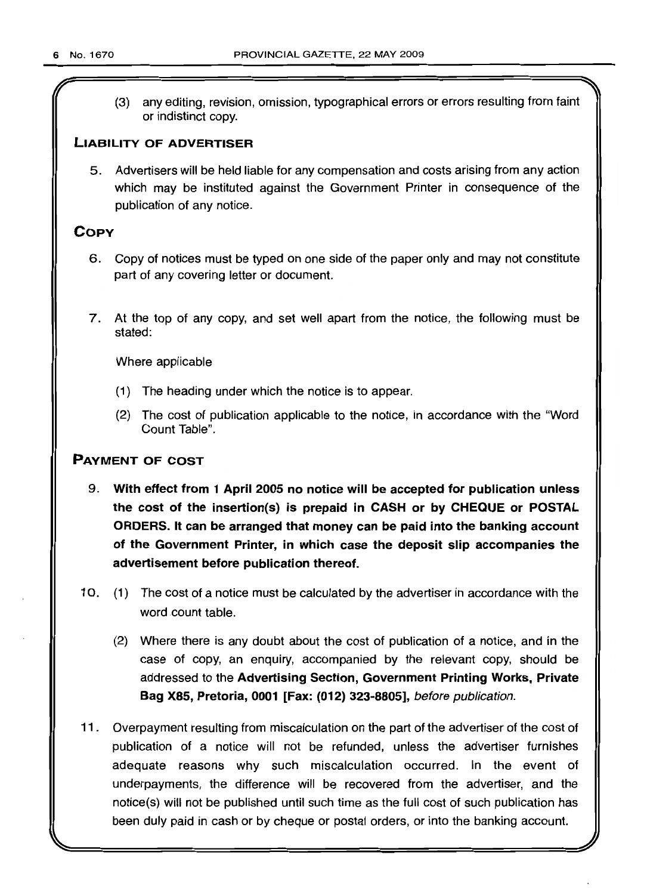(3) any editing, revision, omission, typographical errors or errors resulting from faint or indistinct copy.

## LIABILITY OF ADVERTISER

5. Advertisers will be held liable for any compensation and costs arising from any action which may be instituted against the Government Printer in consequence of the publication of any notice.

## COPY

6. Copy of notices must be typed on one side of the paper only and may not constitute part of any covering letter or document.

7. At the top of any copy, and set well apart from the notice, the following must be stated:

   Where applicable

   (1) The heading under which the notice is to appear.

   (2) The cost of publication applicable to the notice, in accordance with the "Word Count Table".

## PAYMENT OF COST

9. **With effect from 1 April 2005 no notice will be accepted for publication unless the cost of the insertion(s) is prepaid in CASH or by CHEQUE or POSTAL ORDERS. It can be arranged that money can be paid into the banking account of the Government Printer, in which case the deposit slip accompanies the advertisement before publication thereof.**

10. (1) The cost of a notice must be calculated by the advertiser in accordance with the word count table.

    (2) Where there is any doubt about the cost of publication of a notice, and in the case of copy, an enquiry, accompanied by the relevant copy, should be addressed to the **Advertising Section, Government Printing Works, Private Bag X85, Pretoria, 0001 [Fax: (012) 323-8805],** *before publication.*

11. Overpayment resulting from miscalculation on the part of the advertiser of the cost of publication of a notice will not be refunded, unless the advertiser furnishes adequate reasons why such miscalculation occurred. In the event of underpayments, the difference will be recovered from the advertiser, and the notice(s) will not be published until such time as the full cost of such publication has been duly paid in cash or by cheque or postal orders, or into the banking account.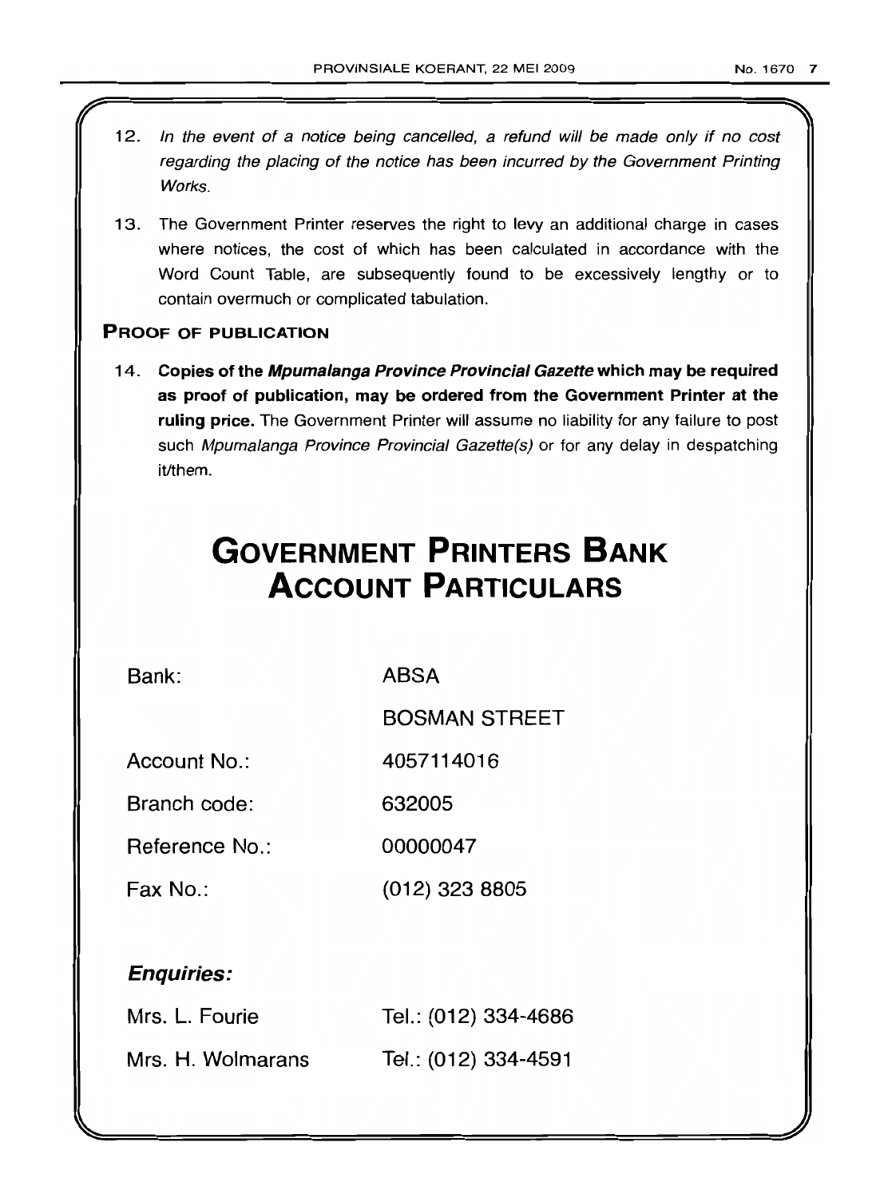12. *In the event of a notice being cancelled, a refund will be made only if no cost regarding the placing of the notice has been incurred by the Government Printing Works.*

13. The Government Printer reserves the right to levy an additional charge in cases where notices, the cost of which has been calculated in accordance with the Word Count Table, are subsequently found to be excessively lengthy or to contain overmuch or complicated tabulation.

**PROOF OF PUBLICATION**

14. **Copies of the *Mpumalanga Province Provincial Gazette* which may be required as proof of publication, may be ordered from the Government Printer at the ruling price.** The Government Printer will assume no liability for any failure to post such *Mpumalanga Province Provincial Gazette(s)* or for any delay in despatching it/them.

# GOVERNMENT PRINTERS BANK ACCOUNT PARTICULARS

| | |
|---|---|
| Bank: | ABSA |
| | BOSMAN STREET |
| Account No.: | 4057114016 |
| Branch code: | 632005 |
| Reference No.: | 00000047 |
| Fax No.: | (012) 323 8805 |

***Enquiries:***

| | |
|---|---|
| Mrs. L. Fourie | Tel.: (012) 334-4686 |
| Mrs. H. Wolmarans | Tel.: (012) 334-4591 |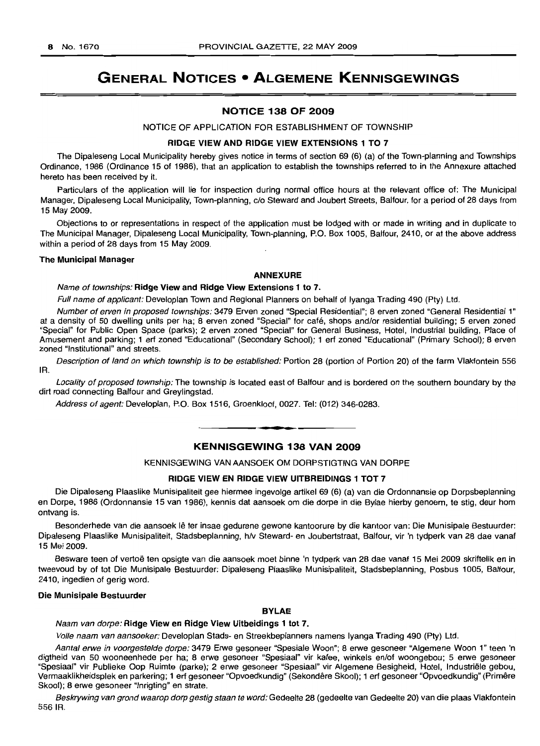# GENERAL NOTICES • ALGEMENE KENNISGEWINGS

## NOTICE 138 OF 2009

NOTICE OF APPLICATION FOR ESTABLISHMENT OF TOWNSHIP

**RIDGE VIEW AND RIDGE VIEW EXTENSIONS 1 TO 7**

The Dipaleseng Local Municipality hereby gives notice in terms of section 69 (6) (a) of the Town-planning and Townships Ordinance, 1986 (Ordinance 15 of 1986), that an application to establish the townships referred to in the Annexure attached hereto has been received by it.

Particulars of the application will lie for inspection during normal office hours at the relevant office of: The Municipal Manager, Dipaleseng Local Municipality, Town-planning, c/o Steward and Joubert Streets, Balfour, for a period of 28 days from 15 May 2009.

Objections to or representations in respect of the application must be lodged with or made in writing and in duplicate to The Municipal Manager, Dipaleseng Local Municipality, Town-planning, P.O. Box 1005, Balfour, 2410, or at the above address within a period of 28 days from 15 May 2009.

**The Municipal Manager**

**ANNEXURE**

*Name of townships:* **Ridge View and Ridge View Extensions 1 to 7.**

*Full name of applicant:* Developlan Town and Regional Planners on behalf of Iyanga Trading 490 (Pty) Ltd.

*Number of erven in proposed townships:* 3479 Erven zoned "Special Residential"; 8 erven zoned "General Residential 1" at a density of 50 dwelling units per ha; 8 erven zoned "Special" for café, shops and/or residential building; 5 erven zoned "Special" for Public Open Space (parks); 2 erven zoned "Special" for General Business, Hotel, Industrial building, Place of Amusement and parking; 1 erf zoned "Educational" (Secondary School); 1 erf zoned "Educational" (Primary School); 8 erven zoned "Institutional" and streets.

*Description of land on which township is to be established:* Portion 28 (portion of Portion 20) of the farm Vlakfontein 556 IR.

*Locality of proposed township:* The township is located east of Balfour and is bordered on the southern boundary by the dirt road connecting Balfour and Greylingstad.

*Address of agent:* Developlan, P.O. Box 1516, Groenkloof, 0027. Tel: (012) 346-0283.

---

## KENNISGEWING 138 VAN 2009

KENNISGEWING VAN AANSOEK OM DORPSTIGTING VAN DORPE

**RIDGE VIEW EN RIDGE VIEW UITBREIDINGS 1 TOT 7**

Die Dipaleseng Plaaslike Munisipaliteit gee hiermee ingevolge artikel 69 (6) (a) van die Ordonnansie op Dorpsbeplanning en Dorpe, 1986 (Ordonnansie 15 van 1986), kennis dat aansoek om die dorpe in die Bylae hierby genoem, te stig, deur hom ontvang is.

Besonderhede van die aansoek lê ter insae gedurende gewone kantoorure by die kantoor van: Die Munisipale Bestuurder: Dipaleseng Plaaslike Munisipaliteit, Stadsbeplanning, h/v Steward- en Joubertstraat, Balfour, vir 'n tydperk van 28 dae vanaf 15 Mei 2009.

Besware teen of vertoë ten opsigte van die aansoek moet binne 'n tydperk van 28 dae vanaf 15 Mei 2009 skriftelik en in tweevoud by of tot Die Munisipale Bestuurder: Dipaleseng Plaaslike Munisipaliteit, Stadsbeplanning, Posbus 1005, Balfour, 2410, ingedien of gerig word.

**Die Munisipale Bestuurder**

**BYLAE**

*Naam van dorpe:* **Ridge View en Ridge View Uitbeidings 1 tot 7.**

*Volle naam van aansoeker:* Developlan Stads- en Streekbeplanners namens Iyanga Trading 490 (Pty) Ltd.

*Aantal erwe in voorgestelde dorpe:* 3479 Erwe gesoneer "Spesiale Woon"; 8 erwe gesoneer "Algemene Woon 1" teen 'n digtheid van 50 wooneenhede per ha; 8 erwe gesoneer "Spesiaal" vir kafee, winkels en/of woongebou; 5 erwe gesoneer "Spesiaal" vir Publieke Oop Ruimte (parke); 2 erwe gesoneer "Spesiaal" vir Algemene Besigheid, Hotel, Industriële gebou, Vermaaklikheidsplek en parkering; 1 erf gesoneer "Opvoedkundig" (Sekondêre Skool); 1 erf gesoneer "Opvoedkundig" (Primêre Skool); 8 erwe gesoneer "Inrigting" en strate.

*Beskrywing van grond waarop dorp gestig staan te word:* Gedeelte 28 (gedeelte van Gedeelte 20) van die plaas Vlakfontein 556 IR.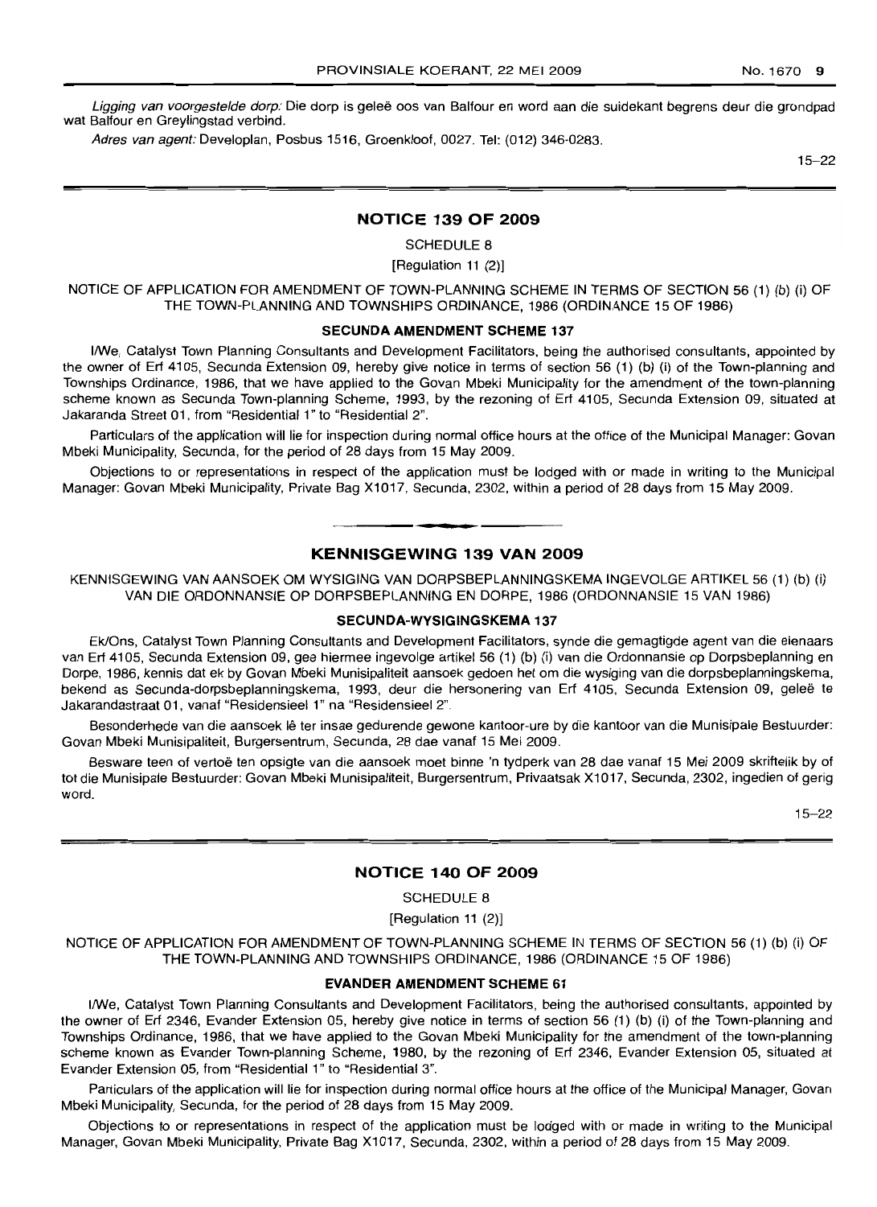*Ligging van voorgestelde dorp:* Die dorp is geleë oos van Balfour en word aan die suidekant begrens deur die grondpad wat Balfour en Greylingstad verbind.

*Adres van agent:* Developlan, Posbus 1516, Groenkloof, 0027. Tel: (012) 346-0283.

15–22

## NOTICE 139 OF 2009

SCHEDULE 8

[Regulation 11 (2)]

NOTICE OF APPLICATION FOR AMENDMENT OF TOWN-PLANNING SCHEME IN TERMS OF SECTION 56 (1) (b) (i) OF THE TOWN-PLANNING AND TOWNSHIPS ORDINANCE, 1986 (ORDINANCE 15 OF 1986)

### SECUNDA AMENDMENT SCHEME 137

I/We, Catalyst Town Planning Consultants and Development Facilitators, being the authorised consultants, appointed by the owner of Erf 4105, Secunda Extension 09, hereby give notice in terms of section 56 (1) (b) (i) of the Town-planning and Townships Ordinance, 1986, that we have applied to the Govan Mbeki Municipality for the amendment of the town-planning scheme known as Secunda Town-planning Scheme, 1993, by the rezoning of Erf 4105, Secunda Extension 09, situated at Jakaranda Street 01, from "Residential 1" to "Residential 2".

Particulars of the application will lie for inspection during normal office hours at the office of the Municipal Manager: Govan Mbeki Municipality, Secunda, for the period of 28 days from 15 May 2009.

Objections to or representations in respect of the application must be lodged with or made in writing to the Municipal Manager: Govan Mbeki Municipality, Private Bag X1017, Secunda, 2302, within a period of 28 days from 15 May 2009.

## KENNISGEWING 139 VAN 2009

KENNISGEWING VAN AANSOEK OM WYSIGING VAN DORPSBEPLANNINGSKEMA INGEVOLGE ARTIKEL 56 (1) (b) (i) VAN DIE ORDONNANSIE OP DORPSBEPLANNING EN DORPE, 1986 (ORDONNANSIE 15 VAN 1986)

### SECUNDA-WYSIGINGSKEMA 137

Ek/Ons, Catalyst Town Planning Consultants and Development Facilitators, synde die gemagtigde agent van die eienaars van Erf 4105, Secunda Extension 09, gee hiermee ingevolge artikel 56 (1) (b) (i) van die Ordonnansie op Dorpsbeplanning en Dorpe, 1986, kennis dat ek by Govan Mbeki Munisipaliteit aansoek gedoen het om die wysiging van die dorpsbeplanningskema, bekend as Secunda-dorpsbeplanningskema, 1993, deur die hersonering van Erf 4105, Secunda Extension 09, geleë te Jakarandastraat 01, vanaf "Residensieel 1" na "Residensieel 2".

Besonderhede van die aansoek lê ter insae gedurende gewone kantoor-ure by die kantoor van die Munisipale Bestuurder: Govan Mbeki Munisipaliteit, Burgersentrum, Secunda, 28 dae vanaf 15 Mei 2009.

Besware teen of vertoë ten opsigte van die aansoek moet binne 'n tydperk van 28 dae vanaf 15 Mei 2009 skriftelik by of tot die Munisipale Bestuurder: Govan Mbeki Munisipaliteit, Burgersentrum, Privaatsak X1017, Secunda, 2302, ingedien of gerig word.

15–22

## NOTICE 140 OF 2009

SCHEDULE 8

[Regulation 11 (2)]

NOTICE OF APPLICATION FOR AMENDMENT OF TOWN-PLANNING SCHEME IN TERMS OF SECTION 56 (1) (b) (i) OF THE TOWN-PLANNING AND TOWNSHIPS ORDINANCE, 1986 (ORDINANCE 15 OF 1986)

### EVANDER AMENDMENT SCHEME 61

I/We, Catalyst Town Planning Consultants and Development Facilitators, being the authorised consultants, appointed by the owner of Erf 2346, Evander Extension 05, hereby give notice in terms of section 56 (1) (b) (i) of the Town-planning and Townships Ordinance, 1986, that we have applied to the Govan Mbeki Municipality for the amendment of the town-planning scheme known as Evander Town-planning Scheme, 1980, by the rezoning of Erf 2346, Evander Extension 05, situated at Evander Extension 05, from "Residential 1" to "Residential 3".

Particulars of the application will lie for inspection during normal office hours at the office of the Municipal Manager, Govan Mbeki Municipality, Secunda, for the period of 28 days from 15 May 2009.

Objections to or representations in respect of the application must be lodged with or made in writing to the Municipal Manager, Govan Mbeki Municipality, Private Bag X1017, Secunda, 2302, within a period of 28 days from 15 May 2009.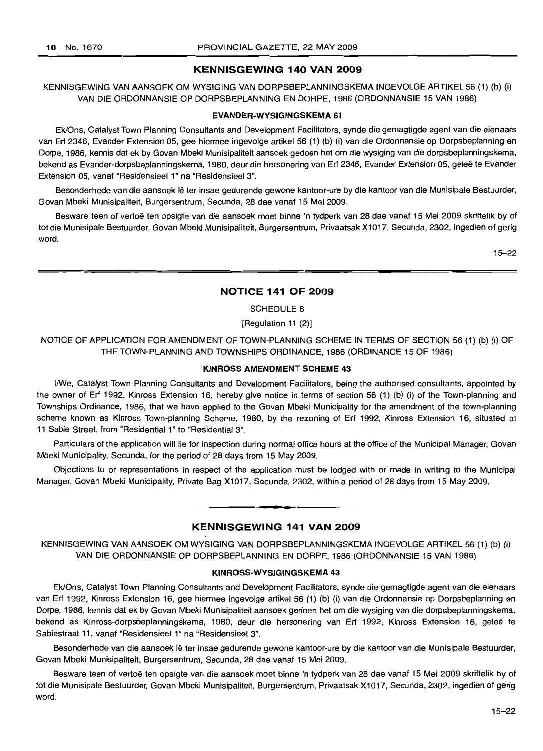## KENNISGEWING 140 VAN 2009

KENNISGEWING VAN AANSOEK OM WYSIGING VAN DORPSBEPLANNINGSKEMA INGEVOLGE ARTIKEL 56 (1) (b) (i) VAN DIE ORDONNANSIE OP DORPSBEPLANNING EN DORPE, 1986 (ORDONNANSIE 15 VAN 1986)

### EVANDER-WYSIGINGSKEMA 61

Ek/Ons, Catalyst Town Planning Consultants and Development Facilitators, synde die gemagtigde agent van die eienaars van Erf 2346, Evander Extension 05, gee hiermee ingevolge artikel 56 (1) (b) (i) van die Ordonnansie op Dorpsbeplanning en Dorpe, 1986, kennis dat ek by Govan Mbeki Munisipaliteit aansoek gedoen het om die wysiging van die dorpsbeplanningskema, bekend as Evander-dorpsbeplanningskema, 1980, deur die hersonering van Erf 2346, Evander Extension 05, geleë te Evander Extension 05, vanaf "Residensieel 1" na "Residensieel 3".

Besonderhede van die aansoek lê ter insae gedurende gewone kantoor-ure by die kantoor van die Munisipale Bestuurder, Govan Mbeki Munisipaliteit, Burgersentrum, Secunda, 28 dae vanaf 15 Mei 2009.

Besware teen of vertoë ten opsigte van die aansoek moet binne 'n tydperk van 28 dae vanaf 15 Mei 2009 skriftelik by of tot die Munisipale Bestuurder, Govan Mbeki Munisipaliteit, Burgersentrum, Privaatsak X1017, Secunda, 2302, ingedien of gerig word.

15–22

## NOTICE 141 OF 2009

SCHEDULE 8

[Regulation 11 (2)]

NOTICE OF APPLICATION FOR AMENDMENT OF TOWN-PLANNING SCHEME IN TERMS OF SECTION 56 (1) (b) (i) OF THE TOWN-PLANNING AND TOWNSHIPS ORDINANCE, 1986 (ORDINANCE 15 OF 1986)

### KINROSS AMENDMENT SCHEME 43

I/We, Catalyst Town Planning Consultants and Development Facilitators, being the authorised consultants, appointed by the owner of Erf 1992, Kinross Extension 16, hereby give notice in terms of section 56 (1) (b) (i) of the Town-planning and Townships Ordinance, 1986, that we have applied to the Govan Mbeki Municipality for the amendment of the town-planning scheme known as Kinross Town-planning Scheme, 1980, by the rezoning of Erf 1992, Kinross Extension 16, situated at 11 Sabie Street, from "Residential 1" to "Residential 3".

Particulars of the application will lie for inspection during normal office hours at the office of the Municipal Manager, Govan Mbeki Municipality, Secunda, for the period of 28 days from 15 May 2009.

Objections to or representations in respect of the application must be lodged with or made in writing to the Municipal Manager, Govan Mbeki Municipality, Private Bag X1017, Secunda, 2302, within a period of 28 days from 15 May 2009.

## KENNISGEWING 141 VAN 2009

KENNISGEWING VAN AANSOEK OM WYSIGING VAN DORPSBEPLANNINGSKEMA INGEVOLGE ARTIKEL 56 (1) (b) (i) VAN DIE ORDONNANSIE OP DORPSBEPLANNING EN DORPE, 1986 (ORDONNANSIE 15 VAN 1986)

### KINROSS-WYSIGINGSKEMA 43

Ek/Ons, Catalyst Town Planning Consultants and Development Facilitators, synde die gemagtigde agent van die eienaars van Erf 1992, Kinross Extension 16, gee hiermee ingevolge artikel 56 (1) (b) (i) van die Ordonnansie op Dorpsbeplanning en Dorpe, 1986, kennis dat ek by Govan Mbeki Munisipaliteit aansoek gedoen het om die wysiging van die dorpsbeplanningskema, bekend as Kinross-dorpsbeplanningskema, 1980, deur die hersonering van Erf 1992, Kinross Extension 16, geleë te Sabiestraat 11, vanaf "Residensieel 1" na "Residensieel 3".

Besonderhede van die aansoek lê ter insae gedurende gewone kantoor-ure by die kantoor van die Munisipale Bestuurder, Govan Mbeki Munisipaliteit, Burgersentrum, Secunda, 28 dae vanaf 15 Mei 2009.

Besware teen of vertoë ten opsigte van die aansoek moet binne 'n tydperk van 28 dae vanaf 15 Mei 2009 skriftelik by of tot die Munisipale Bestuurder, Govan Mbeki Munisipaliteit, Burgersentrum, Privaatsak X1017, Secunda, 2302, ingedien of gerig word.

15–22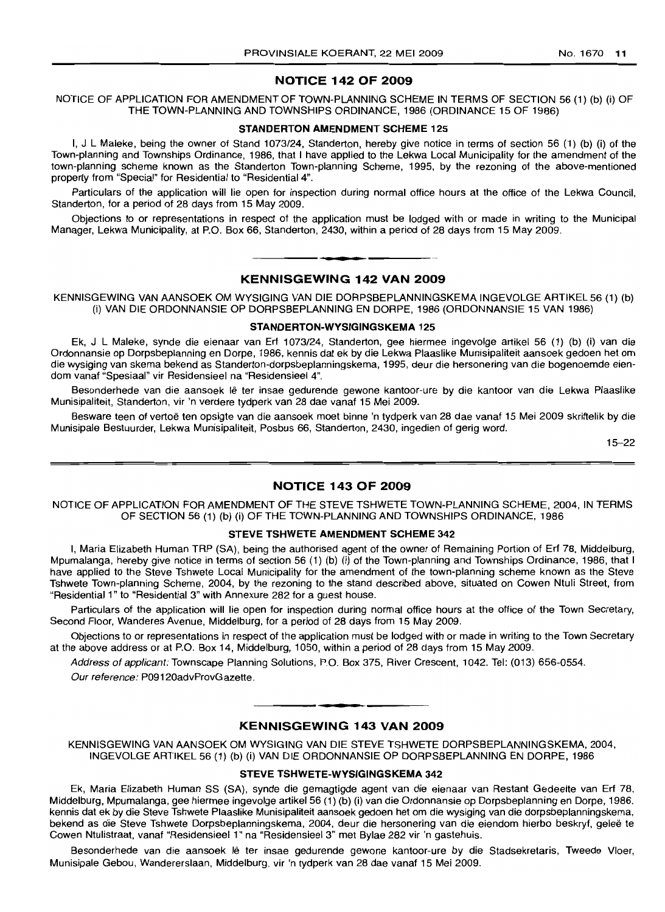## NOTICE 142 OF 2009

NOTICE OF APPLICATION FOR AMENDMENT OF TOWN-PLANNING SCHEME IN TERMS OF SECTION 56 (1) (b) (i) OF THE TOWN-PLANNING AND TOWNSHIPS ORDINANCE, 1986 (ORDINANCE 15 OF 1986)

### STANDERTON AMENDMENT SCHEME 125

I, J L Maleke, being the owner of Stand 1073/24, Standerton, hereby give notice in terms of section 56 (1) (b) (i) of the Town-planning and Townships Ordinance, 1986, that I have applied to the Lekwa Local Municipality for the amendment of the town-planning scheme known as the Standerton Town-planning Scheme, 1995, by the rezoning of the above-mentioned property from "Special" for Residential to "Residential 4".

Particulars of the application will lie open for inspection during normal office hours at the office of the Lekwa Council, Standerton, for a period of 28 days from 15 May 2009.

Objections to or representations in respect of the application must be lodged with or made in writing to the Municipal Manager, Lekwa Municipality, at P.O. Box 66, Standerton, 2430, within a period of 28 days from 15 May 2009.

## KENNISGEWING 142 VAN 2009

KENNISGEWING VAN AANSOEK OM WYSIGING VAN DIE DORPSBEPLANNINGSKEMA INGEVOLGE ARTIKEL 56 (1) (b) (i) VAN DIE ORDONNANSIE OP DORPSBEPLANNING EN DORPE, 1986 (ORDONNANSIE 15 VAN 1986)

### STANDERTON-WYSIGINGSKEMA 125

Ek, J L Maleke, synde die eienaar van Erf 1073/24, Standerton, gee hiermee ingevolge artikel 56 (1) (b) (i) van die Ordonnansie op Dorpsbeplanning en Dorpe, 1986, kennis dat ek by die Lekwa Plaaslike Munisipaliteit aansoek gedoen het om die wysiging van skema bekend as Standerton-dorpsbeplanningskema, 1995, deur die hersonering van die bogenoemde eiendom vanaf "Spesiaal" vir Residensieel na "Residensieel 4".

Besonderhede van die aansoek lê ter insae gedurende gewone kantoor-ure by die kantoor van die Lekwa Plaaslike Munisipaliteit, Standerton, vir 'n verdere tydperk van 28 dae vanaf 15 Mei 2009.

Besware teen of vertoë ten opsigte van die aansoek moet binne 'n tydperk van 28 dae vanaf 15 Mei 2009 skriftelik by die Munisipale Bestuurder, Lekwa Munisipaliteit, Posbus 66, Standerton, 2430, ingedien of gerig word.

15–22

## NOTICE 143 OF 2009

NOTICE OF APPLICATION FOR AMENDMENT OF THE STEVE TSHWETE TOWN-PLANNING SCHEME, 2004, IN TERMS OF SECTION 56 (1) (b) (i) OF THE TOWN-PLANNING AND TOWNSHIPS ORDINANCE, 1986

### STEVE TSHWETE AMENDMENT SCHEME 342

I, Maria Elizabeth Human TRP (SA), being the authorised agent of the owner of Remaining Portion of Erf 78, Middelburg, Mpumalanga, hereby give notice in terms of section 56 (1) (b) (i) of the Town-planning and Townships Ordinance, 1986, that I have applied to the Steve Tshwete Local Municipality for the amendment of the town-planning scheme known as the Steve Tshwete Town-planning Scheme, 2004, by the rezoning to the stand described above, situated on Cowen Ntuli Street, from "Residential 1" to "Residential 3" with Annexure 282 for a guest house.

Particulars of the application will lie open for inspection during normal office hours at the office of the Town Secretary, Second Floor, Wanderes Avenue, Middelburg, for a period of 28 days from 15 May 2009.

Objections to or representations in respect of the application must be lodged with or made in writing to the Town Secretary at the above address or at P.O. Box 14, Middelburg, 1050, within a period of 28 days from 15 May 2009.

*Address of applicant:* Townscape Planning Solutions, P.O. Box 375, River Crescent, 1042. Tel: (013) 656-0554.

*Our reference:* P09120advProvGazette.

## KENNISGEWING 143 VAN 2009

KENNISGEWING VAN AANSOEK OM WYSIGING VAN DIE STEVE TSHWETE DORPSBEPLANNINGSKEMA, 2004, INGEVOLGE ARTIKEL 56 (1) (b) (i) VAN DIE ORDONNANSIE OP DORPSBEPLANNING EN DORPE, 1986

### STEVE TSHWETE-WYSIGINGSKEMA 342

Ek, Maria Elizabeth Human SS (SA), synde die gemagtigde agent van die eienaar van Restant Gedeelte van Erf 78, Middelburg, Mpumalanga, gee hiermee ingevolge artikel 56 (1) (b) (i) van die Ordonnansie op Dorpsbeplanning en Dorpe, 1986, kennis dat ek by die Steve Tshwete Plaaslike Munisipaliteit aansoek gedoen het om die wysiging van die dorpsbeplanningskema, bekend as die Steve Tshwete Dorpsbeplanningskema, 2004, deur die hersonering van die eiendom hierbo beskryf, geleë te Cowen Ntulistraat, vanaf "Residensieel 1" na "Residensieel 3" met Bylae 282 vir 'n gastehuis.

Besonderhede van die aansoek lê ter insae gedurende gewone kantoor-ure by die Stadsekretaris, Tweede Vloer, Munisipale Gebou, Wandererslaan, Middelburg, vir 'n tydperk van 28 dae vanaf 15 Mei 2009.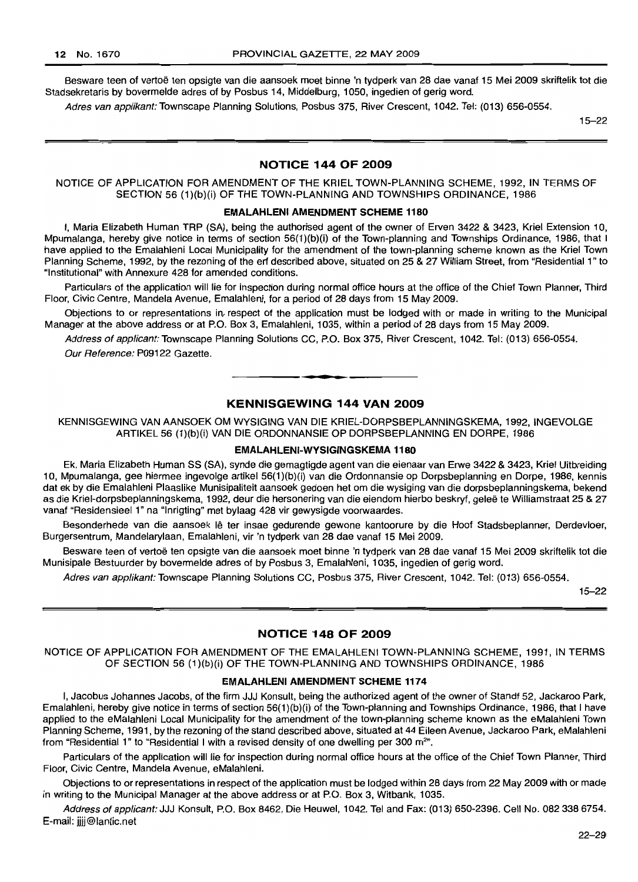Besware teen of vertoë ten opsigte van die aansoek moet binne 'n tydperk van 28 dae vanaf 15 Mei 2009 skriftelik tot die Stadsekretaris by bovermelde adres of by Posbus 14, Middelburg, 1050, ingedien of gerig word.

*Adres van applikant:* Townscape Planning Solutions, Posbus 375, River Crescent, 1042. Tel: (013) 656-0554.

15–22

## NOTICE 144 OF 2009

NOTICE OF APPLICATION FOR AMENDMENT OF THE KRIEL TOWN-PLANNING SCHEME, 1992, IN TERMS OF SECTION 56 (1)(b)(i) OF THE TOWN-PLANNING AND TOWNSHIPS ORDINANCE, 1986

### EMALAHLENI AMENDMENT SCHEME 1180

I, Maria Elizabeth Human TRP (SA), being the authorised agent of the owner of Erven 3422 & 3423, Kriel Extension 10, Mpumalanga, hereby give notice in terms of section 56(1)(b)(i) of the Town-planning and Townships Ordinance, 1986, that I have applied to the Emalahleni Local Municipality for the amendment of the town-planning scheme known as the Kriel Town Planning Scheme, 1992, by the rezoning of the erf described above, situated on 25 & 27 William Street, from "Residential 1" to "Institutional" with Annexure 428 for amended conditions.

Particulars of the application will lie for inspection during normal office hours at the office of the Chief Town Planner, Third Floor, Civic Centre, Mandela Avenue, Emalahleni, for a period of 28 days from 15 May 2009.

Objections to or representations in respect of the application must be lodged with or made in writing to the Municipal Manager at the above address or at P.O. Box 3, Emalahleni, 1035, within a period of 28 days from 15 May 2009.

*Address of applicant:* Townscape Planning Solutions CC, P.O. Box 375, River Crescent, 1042. Tel: (013) 656-0554.

*Our Reference:* P09122 Gazette.

## KENNISGEWING 144 VAN 2009

KENNISGEWING VAN AANSOEK OM WYSIGING VAN DIE KRIEL-DORPSBEPLANNINGSKEMA, 1992, INGEVOLGE ARTIKEL 56 (1)(b)(i) VAN DIE ORDONNANSIE OP DORPSBEPLANNING EN DORPE, 1986

### EMALAHLENI-WYSIGINGSKEMA 1180

Ek, Maria Elizabeth Human SS (SA), synde die gemagtigde agent van die eienaar van Erwe 3422 & 3423, Kriel Uitbreiding 10, Mpumalanga, gee hiermee ingevolge artikel 56(1)(b)(i) van die Ordonnansie op Dorpsbeplanning en Dorpe, 1986, kennis dat ek by die Emalahleni Plaaslike Munisipaliteit aansoek gedoen het om die wysiging van die dorpsbeplanningskema, bekend as die Kriel-dorpsbeplanningskema, 1992, deur die hersonering van die eiendom hierbo beskryf, geleë te Williamstraat 25 & 27 vanaf "Residensieel 1" na "Inrigting" met bylaag 428 vir gewysigde voorwaardes.

Besonderhede van die aansoek lê ter insae gedurende gewone kantoorure by die Hoof Stadsbeplanner, Derdevloer, Burgersentrum, Mandelarylaan, Emalahleni, vir 'n tydperk van 28 dae vanaf 15 Mei 2009.

Besware teen of vertoë ten opsigte van die aansoek moet binne 'n tydperk van 28 dae vanaf 15 Mei 2009 skriftelik tot die Munisipale Bestuurder by bovermelde adres of by Posbus 3, Emalahleni, 1035, ingedien of gerig word.

*Adres van applikant:* Townscape Planning Solutions CC, Posbus 375, River Crescent, 1042. Tel: (013) 656-0554.

15–22

## NOTICE 148 OF 2009

NOTICE OF APPLICATION FOR AMENDMENT OF THE EMALAHLENI TOWN-PLANNING SCHEME, 1991, IN TERMS OF SECTION 56 (1)(b)(i) OF THE TOWN-PLANNING AND TOWNSHIPS ORDINANCE, 1986

### EMALAHLENI AMENDMENT SCHEME 1174

I, Jacobus Johannes Jacobs, of the firm JJJ Konsult, being the authorized agent of the owner of Standf 52, Jackaroo Park, Emalahleni, hereby give notice in terms of section 56(1)(b)(i) of the Town-planning and Townships Ordinance, 1986, that I have applied to the eMalahleni Local Municipality for the amendment of the town-planning scheme known as the eMalahleni Town Planning Scheme, 1991, by the rezoning of the stand described above, situated at 44 Eileen Avenue, Jackaroo Park, eMalahleni from "Residential 1" to "Residential I with a revised density of one dwelling per 300 m$^{2}$".

Particulars of the application will lie for inspection during normal office hours at the office of the Chief Town Planner, Third Floor, Civic Centre, Mandela Avenue, eMalahleni.

Objections to or representations in respect of the application must be lodged within 28 days from 22 May 2009 with or made in writing to the Municipal Manager at the above address or at P.O. Box 3, Witbank, 1035.

*Address of applicant:* JJJ Konsult, P.O. Box 8462, Die Heuwel, 1042. Tel and Fax: (013) 650-2396. Cell No. 082 338 6754. E-mail: jjjj@lantic.net

22–29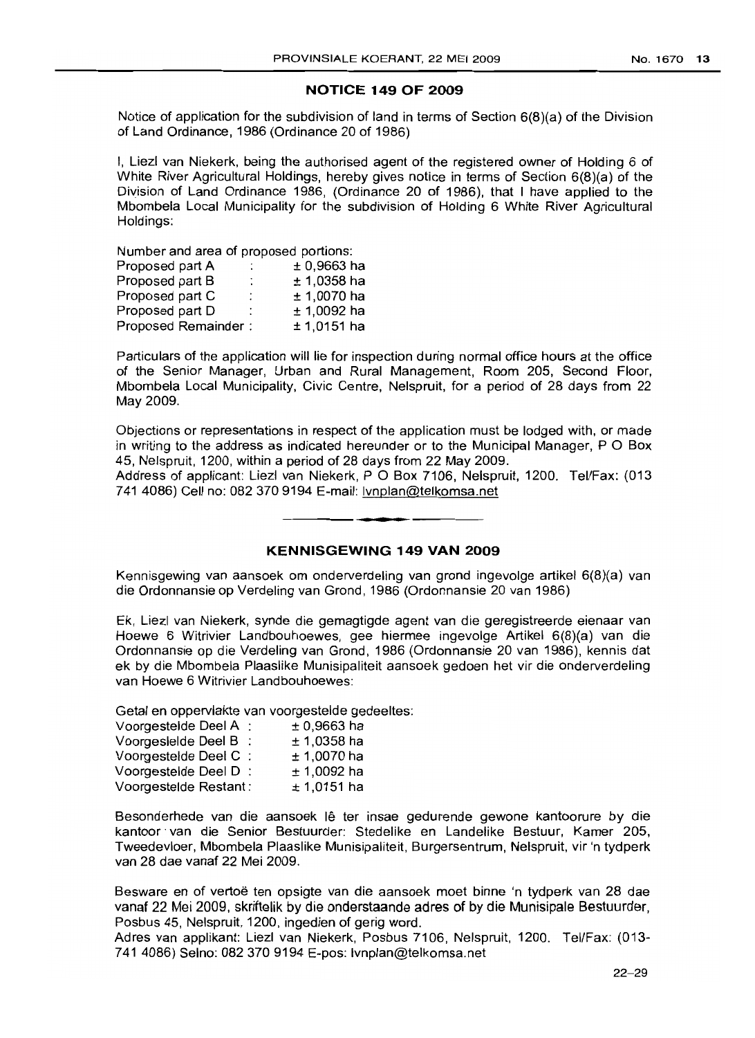## NOTICE 149 OF 2009

Notice of application for the subdivision of land in terms of Section 6(8)(a) of the Division of Land Ordinance, 1986 (Ordinance 20 of 1986)

I, Liezl van Niekerk, being the authorised agent of the registered owner of Holding 6 of White River Agricultural Holdings, hereby gives notice in terms of Section 6(8)(a) of the Division of Land Ordinance 1986, (Ordinance 20 of 1986), that I have applied to the Mbombela Local Municipality for the subdivision of Holding 6 White River Agricultural Holdings:

Number and area of proposed portions:

| | | |
|---|---|---|
| Proposed part A | : | ± 0,9663 ha |
| Proposed part B | : | ± 1,0358 ha |
| Proposed part C | : | ± 1,0070 ha |
| Proposed part D | : | ± 1,0092 ha |
| Proposed Remainder | : | ± 1,0151 ha |

Particulars of the application will lie for inspection during normal office hours at the office of the Senior Manager, Urban and Rural Management, Room 205, Second Floor, Mbombela Local Municipality, Civic Centre, Nelspruit, for a period of 28 days from 22 May 2009.

Objections or representations in respect of the application must be lodged with, or made in writing to the address as indicated hereunder or to the Municipal Manager, P O Box 45, Nelspruit, 1200, within a period of 28 days from 22 May 2009.

Address of applicant: Liezl van Niekerk, P O Box 7106, Nelspruit, 1200. Tel/Fax: (013 741 4086) Cell no: 082 370 9194 E-mail: lvnplan@telkomsa.net

---

## KENNISGEWING 149 VAN 2009

Kennisgewing van aansoek om onderverdeling van grond ingevolge artikel 6(8)(a) van die Ordonnansie op Verdeling van Grond, 1986 (Ordonnansie 20 van 1986)

Ek, Liezl van Niekerk, synde die gemagtigde agent van die geregistreerde eienaar van Hoewe 6 Witrivier Landbouhoewes, gee hiermee ingevolge Artikel 6(8)(a) van die Ordonnansie op die Verdeling van Grond, 1986 (Ordonnansie 20 van 1986), kennis dat ek by die Mbombela Plaaslike Munisipaliteit aansoek gedoen het vir die onderverdeling van Hoewe 6 Witrivier Landbouhoewes:

Getal en oppervlakte van voorgestelde gedeeltes:

| | | |
|---|---|---|
| Voorgestelde Deel A | : | ± 0,9663 ha |
| Voorgeslelde Deel B | : | ± 1,0358 ha |
| Voorgestelde Deel C | : | ± 1,0070 ha |
| Voorgestelde Deel D | : | ± 1,0092 ha |
| Voorgestelde Restant | : | ± 1,0151 ha |

Besonderhede van die aansoek lê ter insae gedurende gewone kantoorure by die kantoor van die Senior Bestuurder: Stedelike en Landelike Bestuur, Kamer 205, Tweedevloer, Mbombela Plaaslike Munisipaliteit, Burgersentrum, Nelspruit, vir 'n tydperk van 28 dae vanaf 22 Mei 2009.

Besware en of vertoë ten opsigte van die aansoek moet binne 'n tydperk van 28 dae vanaf 22 Mei 2009, skriftelik by die onderstaande adres of by die Munisipale Bestuurder, Posbus 45, Nelspruit, 1200, ingedien of gerig word.

Adres van applikant: Liezl van Niekerk, Posbus 7106, Nelspruit, 1200. Tel/Fax: (013-741 4086) Selno: 082 370 9194 E-pos: lvnplan@telkomsa.net

22–29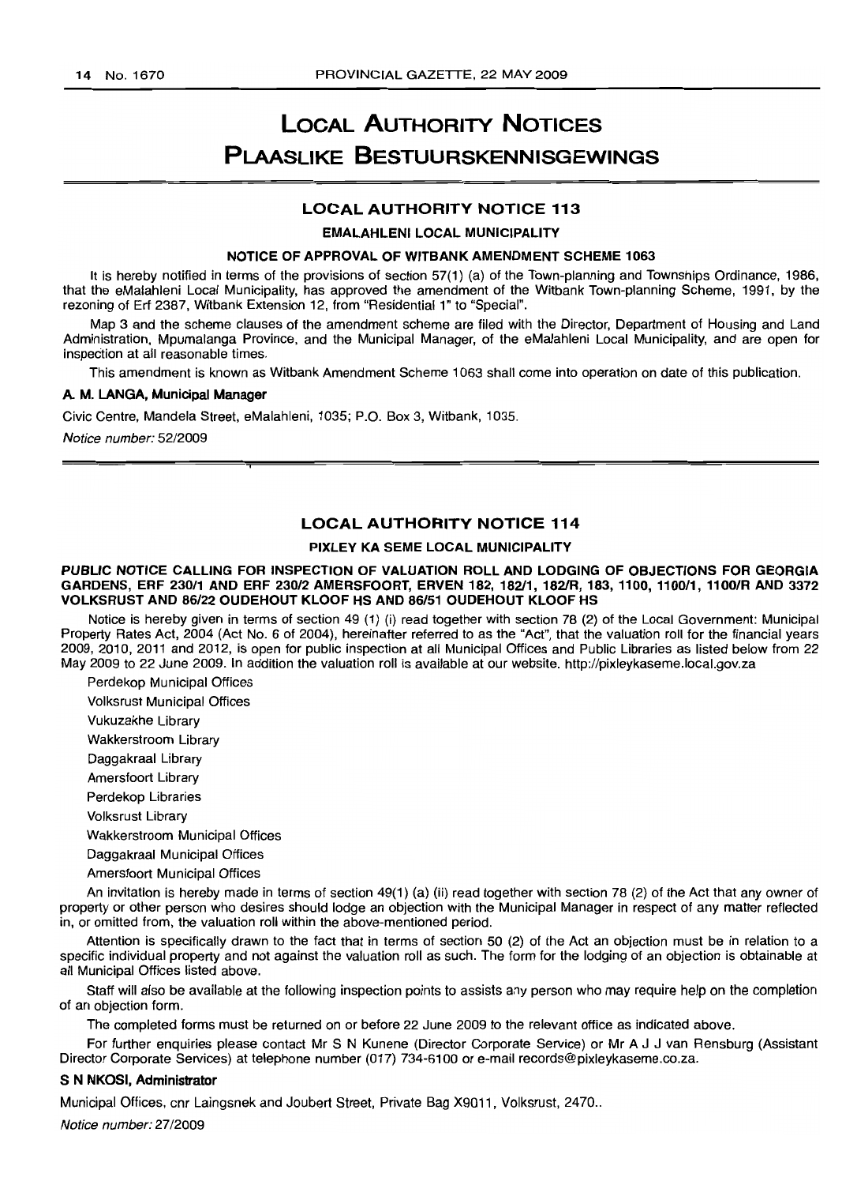# LOCAL AUTHORITY NOTICES
# PLAASLIKE BESTUURSKENNISGEWINGS

## LOCAL AUTHORITY NOTICE 113

### EMALAHLENI LOCAL MUNICIPALITY

### NOTICE OF APPROVAL OF WITBANK AMENDMENT SCHEME 1063

It is hereby notified in terms of the provisions of section 57(1) (a) of the Town-planning and Townships Ordinance, 1986, that the eMalahleni Local Municipality, has approved the amendment of the Witbank Town-planning Scheme, 1991, by the rezoning of Erf 2387, Witbank Extension 12, from "Residential 1" to "Special".

Map 3 and the scheme clauses of the amendment scheme are filed with the Director, Department of Housing and Land Administration, Mpumalanga Province, and the Municipal Manager, of the eMalahleni Local Municipality, and are open for inspection at all reasonable times.

This amendment is known as Witbank Amendment Scheme 1063 shall come into operation on date of this publication.

**A. M. LANGA, Municipal Manager**

Civic Centre, Mandela Street, eMalahleni, 1035; P.O. Box 3, Witbank, 1035.

*Notice number: 52/2009*

## LOCAL AUTHORITY NOTICE 114

### PIXLEY KA SEME LOCAL MUNICIPALITY

### PUBLIC NOTICE CALLING FOR INSPECTION OF VALUATION ROLL AND LODGING OF OBJECTIONS FOR GEORGIA GARDENS, ERF 230/1 AND ERF 230/2 AMERSFOORT, ERVEN 182, 182/1, 182/R, 183, 1100, 1100/1, 1100/R AND 3372 VOLKSRUST AND 86/22 OUDEHOUT KLOOF HS AND 86/51 OUDEHOUT KLOOF HS

Notice is hereby given in terms of section 49 (1) (i) read together with section 78 (2) of the Local Government: Municipal Property Rates Act, 2004 (Act No. 6 of 2004), hereinafter referred to as the "Act", that the valuation roll for the financial years 2009, 2010, 2011 and 2012, is open for public inspection at all Municipal Offices and Public Libraries as listed below from 22 May 2009 to 22 June 2009. In addition the valuation roll is available at our website. http://pixleykaseme.local.gov.za

Perdekop Municipal Offices
Volksrust Municipal Offices
Vukuzakhe Library
Wakkerstroom Library
Daggakraal Library
Amersfoort Library
Perdekop Libraries
Volksrust Library
Wakkerstroom Municipal Offices
Daggakraal Municipal Offices
Amersfoort Municipal Offices

An invitation is hereby made in terms of section 49(1) (a) (ii) read together with section 78 (2) of the Act that any owner of property or other person who desires should lodge an objection with the Municipal Manager in respect of any matter reflected in, or omitted from, the valuation roll within the above-mentioned period.

Attention is specifically drawn to the fact that in terms of section 50 (2) of the Act an objection must be in relation to a specific individual property and not against the valuation roll as such. The form for the lodging of an objection is obtainable at all Municipal Offices listed above.

Staff will also be available at the following inspection points to assists any person who may require help on the completion of an objection form.

The completed forms must be returned on or before 22 June 2009 to the relevant office as indicated above.

For further enquiries please contact Mr S N Kunene (Director Corporate Service) or Mr A J J van Rensburg (Assistant Director Corporate Services) at telephone number (017) 734-6100 or e-mail records@pixleykaseme.co.za.

**S N NKOSI, Administrator**

Municipal Offices, cnr Laingsnek and Joubert Street, Private Bag X9011, Volksrust, 2470..

*Notice number: 27/2009*